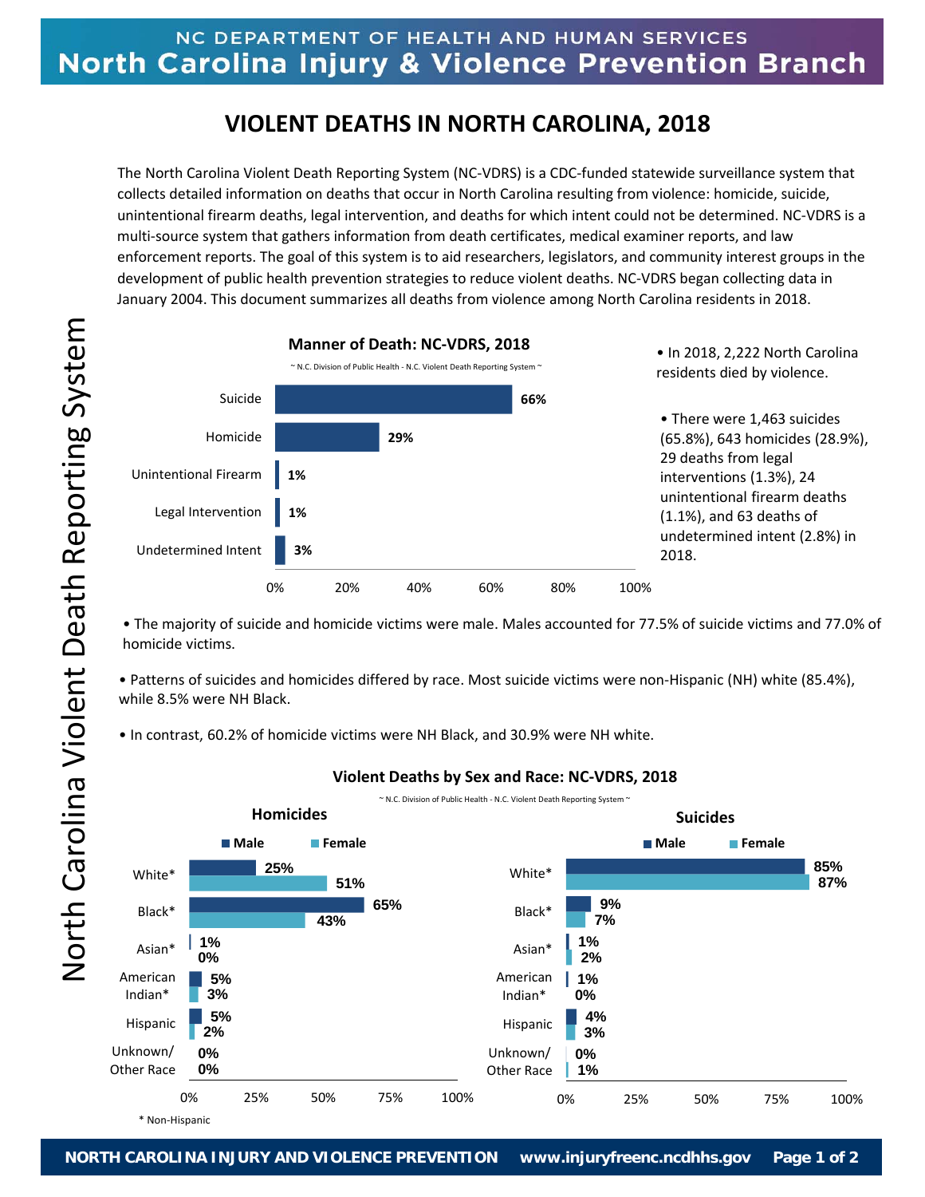NC DEPARTMENT OF HEALTH AND HUMAN SERVICES

**North Carolina Injury & Violence Prevention Branch**

# VIOLENT DEATHS IN NORTH CAROLINA, 2018

The North Carolina Violent Death Reporting System (NC-VDRS) is a CDC-funded statewide surveillance system that collects detailed information on deaths that occur in North Carolina resulting from violence: homicide, suicide, unintentional firearm deaths, legal intervention, and deaths for which intent could not be determined. NC-VDRS is a multi-source system that gathers information from death certificates, medical examiner reports, and law enforcement reports. The goal of this system is to aid researchers, legislators, and community interest groups in the development of public health prevention strategies to reduce violent deaths. NC-VDRS began collecting data in January 2004. This document summarizes all deaths from violence among North Carolina residents in 2018.

**Manner of Death: NC-VDRS, 2018**

~ N.C. Division of Public Health - N.C. Violent Death Reporting System ~

| Manner of Death | Percent |
|---|---|
| Suicide | 66% |
| Homicide | 29% |
| Unintentional Firearm | 1% |
| Legal Intervention | 1% |
| Undetermined Intent | 3% |

- In 2018, 2,222 North Carolina residents died by violence.
- There were 1,463 suicides (65.8%), 643 homicides (28.9%), 29 deaths from legal interventions (1.3%), 24 unintentional firearm deaths (1.1%), and 63 deaths of undetermined intent (2.8%) in 2018.

- The majority of suicide and homicide victims were male. Males accounted for 77.5% of suicide victims and 77.0% of homicide victims.
- Patterns of suicides and homicides differed by race. Most suicide victims were non-Hispanic (NH) white (85.4%), while 8.5% were NH Black.
- In contrast, 60.2% of homicide victims were NH Black, and 30.9% were NH white.

**Violent Deaths by Sex and Race: NC-VDRS, 2018**

~ N.C. Division of Public Health - N.C. Violent Death Reporting System ~

| Race | Homicides: Male | Homicides: Female | Suicides: Male | Suicides: Female |
|---|---|---|---|---|
| White* | 25% | 51% | 85% | 87% |
| Black* | 65% | 43% | 9% | 7% |
| Asian* | 1% | 0% | 1% | 2% |
| American Indian* | 5% | 3% | 1% | 0% |
| Hispanic | 5% | 2% | 4% | 3% |
| Unknown/ Other Race | 0% | 0% | 0% | 1% |

\* Non-Hispanic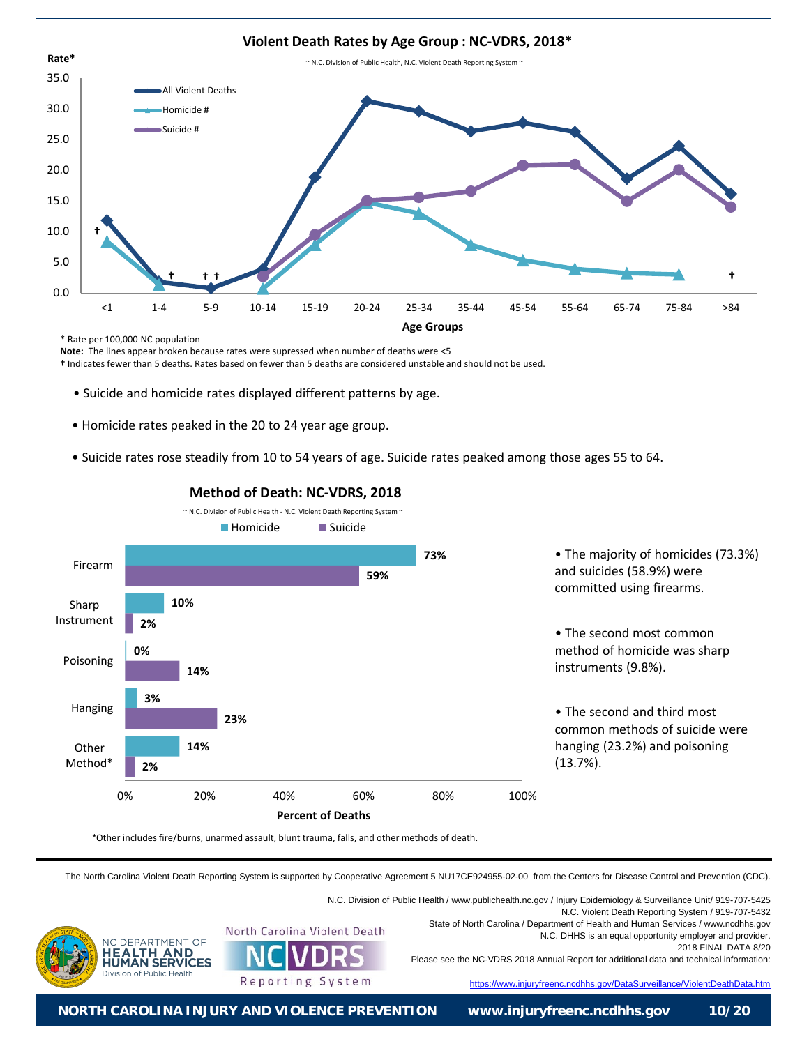## Violent Death Rates by Age Group : NC-VDRS, 2018*

~ N.C. Division of Public Health, N.C. Violent Death Reporting System ~

Rate*

35.0
30.0
25.0
20.0
15.0
10.0
5.0
0.0

All Violent Deaths
Homicide #
Suicide #

† † † † †

<1 1-4 5-9 10-14 15-19 20-24 25-34 35-44 45-54 55-64 65-74 75-84 >84

Age Groups

* Rate per 100,000 NC population

**Note:** The lines appear broken because rates were supressed when number of deaths were <5

† Indicates fewer than 5 deaths. Rates based on fewer than 5 deaths are considered unstable and should not be used.

- Suicide and homicide rates displayed different patterns by age.
- Homicide rates peaked in the 20 to 24 year age group.
- Suicide rates rose steadily from 10 to 54 years of age. Suicide rates peaked among those ages 55 to 64.

## Method of Death: NC-VDRS, 2018

~ N.C. Division of Public Health - N.C. Violent Death Reporting System ~

Homicide
Suicide

Firearm 73% 59%
Sharp Instrument 10% 2%
Poisoning 0% 14%
Hanging 3% 23%
Other Method* 14% 2%

0% 20% 40% 60% 80% 100%

Percent of Deaths

*Other includes fire/burns, unarmed assault, blunt trauma, falls, and other methods of death.

- The majority of homicides (73.3%) and suicides (58.9%) were committed using firearms.
- The second most common method of homicide was sharp instruments (9.8%).
- The second and third most common methods of suicide were hanging (23.2%) and poisoning (13.7%).

The North Carolina Violent Death Reporting System is supported by Cooperative Agreement 5 NU17CE924955-02-00 from the Centers for Disease Control and Prevention (CDC).

N.C. Division of Public Health / www.publichealth.nc.gov / Injury Epidemiology & Surveillance Unit/ 919-707-5425
N.C. Violent Death Reporting System / 919-707-5432
State of North Carolina / Department of Health and Human Services / www.ncdhhs.gov
N.C. DHHS is an equal opportunity employer and provider.
2018 FINAL DATA 8/20
Please see the NC-VDRS 2018 Annual Report for additional data and technical information:
https://www.injuryfreenc.ncdhhs.gov/DataSurveillance/ViolentDeathData.htm

NC DEPARTMENT OF HEALTH AND HUMAN SERVICES Division of Public Health

North Carolina Violent Death NC VDRS Reporting System

NORTH CAROLINA INJURY AND VIOLENCE PREVENTION www.injuryfreenc.ncdhhs.gov